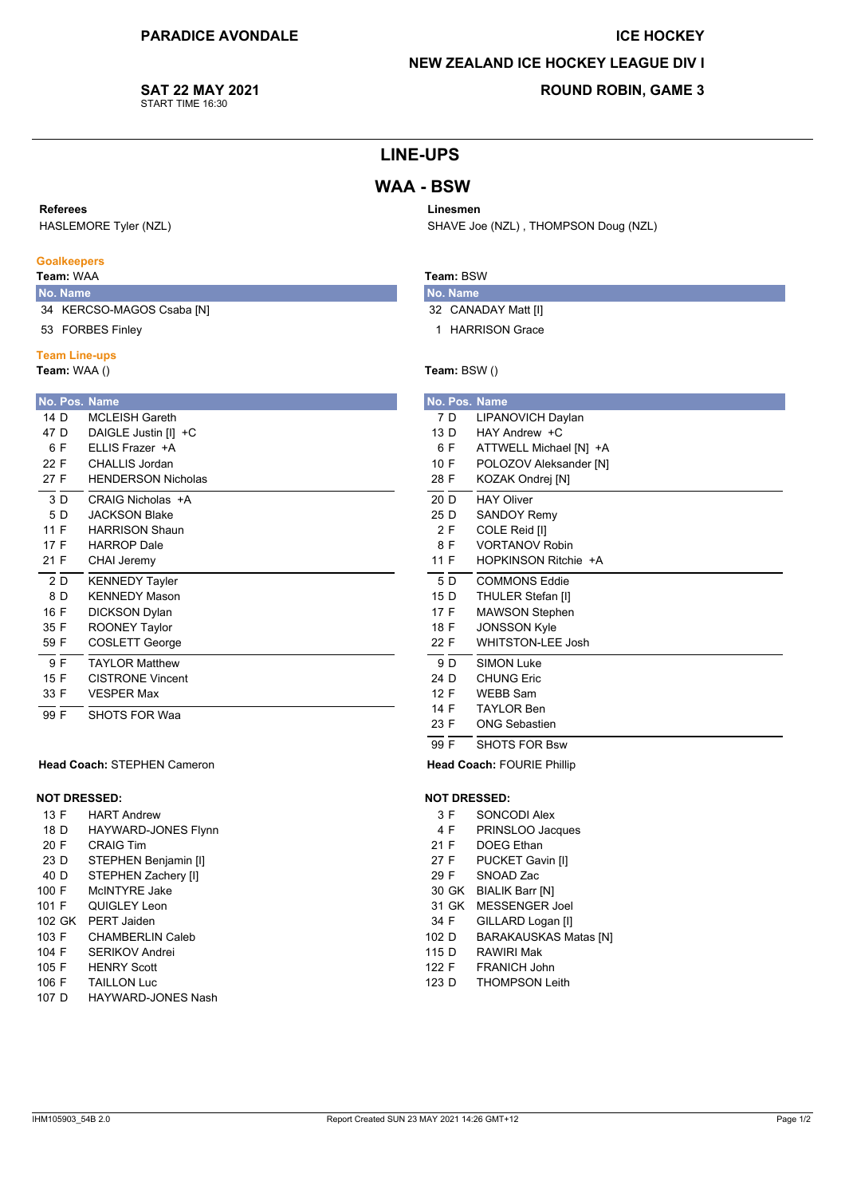**PARADICE AVONDALE**

**SAT 22 MAY 2021**
START TIME 16:30

**ICE HOCKEY**

**NEW ZEALAND ICE HOCKEY LEAGUE DIV I**

**ROUND ROBIN, GAME 3**

# LINE-UPS

## WAA - BSW

**Referees**
HASLEMORE Tyler (NZL)

**Linesmen**
SHAVE Joe (NZL) , THOMPSON Doug (NZL)

### Goalkeepers

Team: WAA

| No. | Name |
|---|---|
| 34 | KERCSO-MAGOS Csaba [N] |
| 53 | FORBES Finley |

Team: BSW

| No. | Name |
|---|---|
| 32 | CANADAY Matt [I] |
| 1 | HARRISON Grace |

### Team Line-ups

Team: WAA ()

| No. | Pos. | Name |
|---|---|---|
| 14 | D | MCLEISH Gareth |
| 47 | D | DAIGLE Justin [I] +C |
| 6 | F | ELLIS Frazer +A |
| 22 | F | CHALLIS Jordan |
| 27 | F | HENDERSON Nicholas |
| 3 | D | CRAIG Nicholas +A |
| 5 | D | JACKSON Blake |
| 11 | F | HARRISON Shaun |
| 17 | F | HARROP Dale |
| 21 | F | CHAI Jeremy |
| 2 | D | KENNEDY Tayler |
| 8 | D | KENNEDY Mason |
| 16 | F | DICKSON Dylan |
| 35 | F | ROONEY Taylor |
| 59 | F | COSLETT George |
| 9 | F | TAYLOR Matthew |
| 15 | F | CISTRONE Vincent |
| 33 | F | VESPER Max |
| 99 | F | SHOTS FOR Waa |

**Head Coach:** STEPHEN Cameron

**NOT DRESSED:**

| No. | Pos. | Name |
|---|---|---|
| 13 | F | HART Andrew |
| 18 | D | HAYWARD-JONES Flynn |
| 20 | F | CRAIG Tim |
| 23 | D | STEPHEN Benjamin [I] |
| 40 | D | STEPHEN Zachery [I] |
| 100 | F | McINTYRE Jake |
| 101 | F | QUIGLEY Leon |
| 102 | GK | PERT Jaiden |
| 103 | F | CHAMBERLIN Caleb |
| 104 | F | SERIKOV Andrei |
| 105 | F | HENRY Scott |
| 106 | F | TAILLON Luc |
| 107 | D | HAYWARD-JONES Nash |

Team: BSW ()

| No. | Pos. | Name |
|---|---|---|
| 7 | D | LIPANOVICH Daylan |
| 13 | D | HAY Andrew +C |
| 6 | F | ATTWELL Michael [N] +A |
| 10 | F | POLOZOV Aleksander [N] |
| 28 | F | KOZAK Ondrej [N] |
| 20 | D | HAY Oliver |
| 25 | D | SANDOY Remy |
| 2 | F | COLE Reid [I] |
| 8 | F | VORTANOV Robin |
| 11 | F | HOPKINSON Ritchie +A |
| 5 | D | COMMONS Eddie |
| 15 | D | THULER Stefan [I] |
| 17 | F | MAWSON Stephen |
| 18 | F | JONSSON Kyle |
| 22 | F | WHITSTON-LEE Josh |
| 9 | D | SIMON Luke |
| 24 | D | CHUNG Eric |
| 12 | F | WEBB Sam |
| 14 | F | TAYLOR Ben |
| 23 | F | ONG Sebastien |
| 99 | F | SHOTS FOR Bsw |

**Head Coach:** FOURIE Phillip

**NOT DRESSED:**

| No. | Pos. | Name |
|---|---|---|
| 3 | F | SONCODI Alex |
| 4 | F | PRINSLOO Jacques |
| 21 | F | DOEG Ethan |
| 27 | F | PUCKET Gavin [I] |
| 29 | F | SNOAD Zac |
| 30 | GK | BIALIK Barr [N] |
| 31 | GK | MESSENGER Joel |
| 34 | F | GILLARD Logan [I] |
| 102 | D | BARAKAUSKAS Matas [N] |
| 115 | D | RAWIRI Mak |
| 122 | F | FRANICH John |
| 123 | D | THOMPSON Leith |

IHM105903_54B 2.0 — Report Created SUN 23 MAY 2021 14:26 GMT+12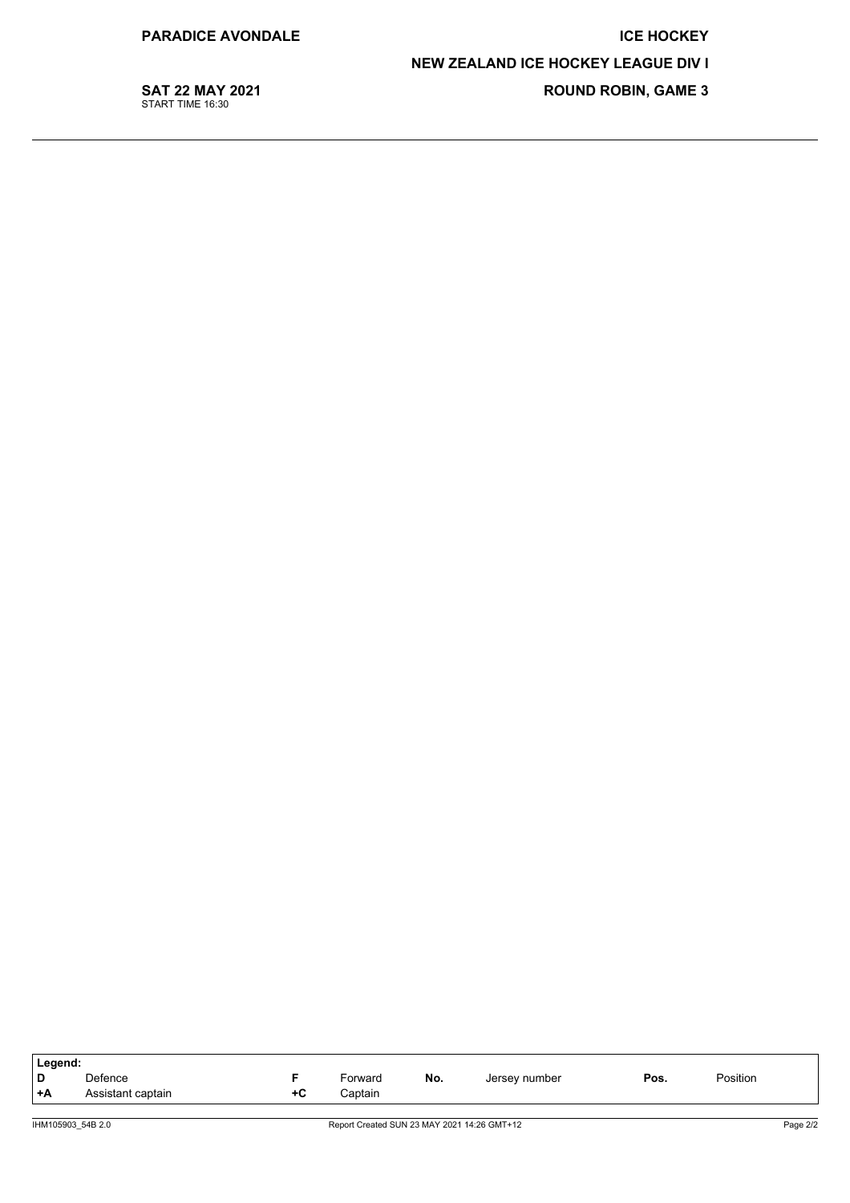**PARADICE AVONDALE**

**ICE HOCKEY**

**NEW ZEALAND ICE HOCKEY LEAGUE DIV I**

**SAT 22 MAY 2021**
START TIME 16:30

**ROUND ROBIN, GAME 3**

| **Legend:** | | | | | | | |
|---|---|---|---|---|---|---|---|
| **D** | Defence | **F** | Forward | **No.** | Jersey number | **Pos.** | Position |
| **+A** | Assistant captain | **+C** | Captain | | | | |

IHM105903_54B 2.0

Report Created SUN 23 MAY 2021 14:26 GMT+12